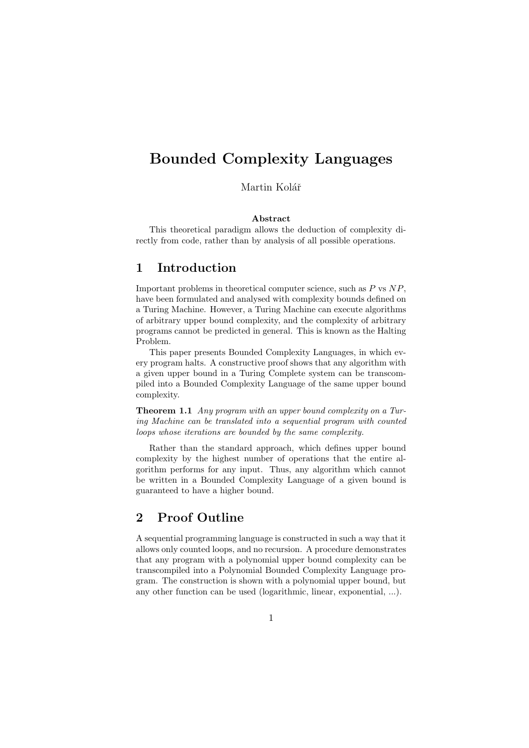# Bounded Complexity Languages

Martin Kolář

**Abstract**

This theoretical paradigm allows the deduction of complexity directly from code, rather than by analysis of all possible operations.

## 1 Introduction

Important problems in theoretical computer science, such as $P$ vs $NP$, have been formulated and analysed with complexity bounds defined on a Turing Machine. However, a Turing Machine can execute algorithms of arbitrary upper bound complexity, and the complexity of arbitrary programs cannot be predicted in general. This is known as the Halting Problem.

This paper presents Bounded Complexity Languages, in which every program halts. A constructive proof shows that any algorithm with a given upper bound in a Turing Complete system can be transcompiled into a Bounded Complexity Language of the same upper bound complexity.

**Theorem 1.1** *Any program with an upper bound complexity on a Turing Machine can be translated into a sequential program with counted loops whose iterations are bounded by the same complexity.*

Rather than the standard approach, which defines upper bound complexity by the highest number of operations that the entire algorithm performs for any input. Thus, any algorithm which cannot be written in a Bounded Complexity Language of a given bound is guaranteed to have a higher bound.

## 2 Proof Outline

A sequential programming language is constructed in such a way that it allows only counted loops, and no recursion. A procedure demonstrates that any program with a polynomial upper bound complexity can be transcompiled into a Polynomial Bounded Complexity Language program. The construction is shown with a polynomial upper bound, but any other function can be used (logarithmic, linear, exponential, ...).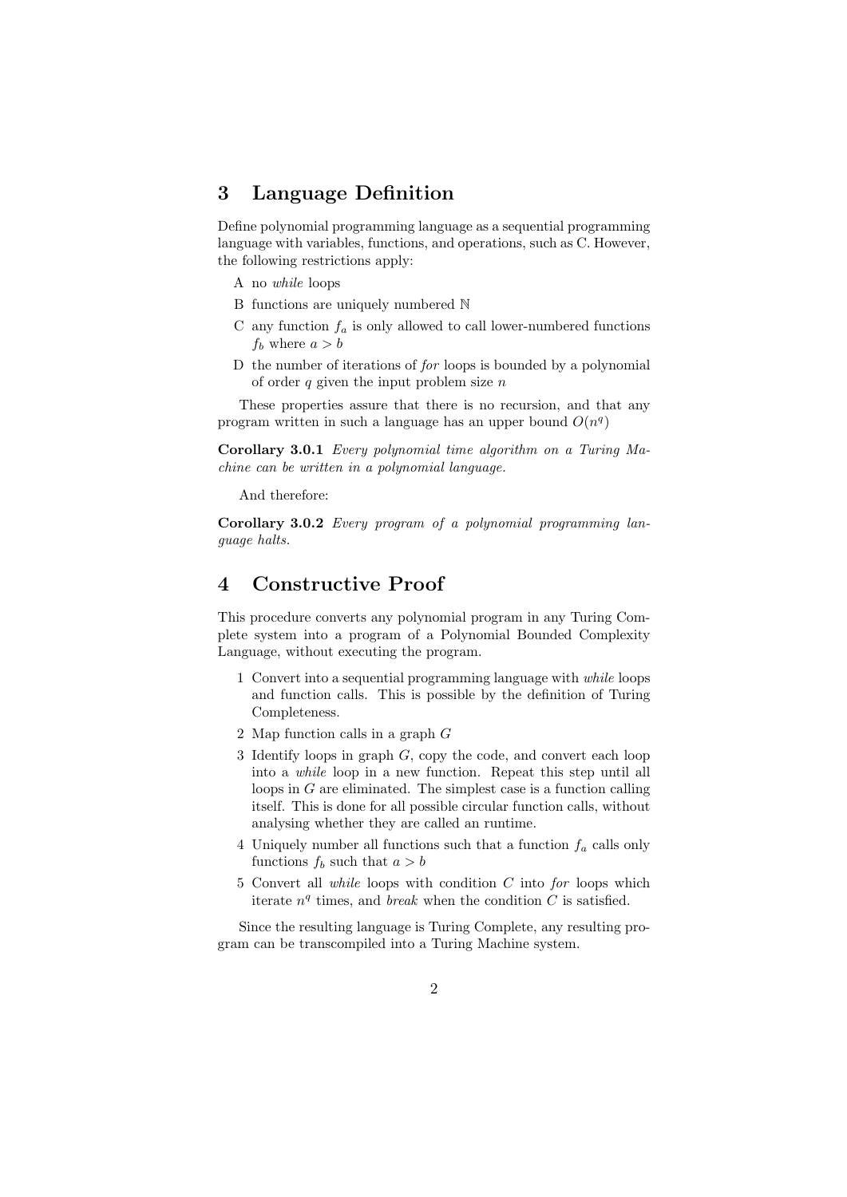## 3 Language Definition

Define polynomial programming language as a sequential programming language with variables, functions, and operations, such as C. However, the following restrictions apply:

A no *while* loops

B functions are uniquely numbered $\mathbb{N}$

C any function $f_a$ is only allowed to call lower-numbered functions $f_b$ where $a > b$

D the number of iterations of *for* loops is bounded by a polynomial of order $q$ given the input problem size $n$

These properties assure that there is no recursion, and that any program written in such a language has an upper bound $O(n^q)$

**Corollary 3.0.1** *Every polynomial time algorithm on a Turing Machine can be written in a polynomial language.*

And therefore:

**Corollary 3.0.2** *Every program of a polynomial programming language halts.*

## 4 Constructive Proof

This procedure converts any polynomial program in any Turing Complete system into a program of a Polynomial Bounded Complexity Language, without executing the program.

1 Convert into a sequential programming language with *while* loops and function calls. This is possible by the definition of Turing Completeness.

2 Map function calls in a graph $G$

3 Identify loops in graph $G$, copy the code, and convert each loop into a *while* loop in a new function. Repeat this step until all loops in $G$ are eliminated. The simplest case is a function calling itself. This is done for all possible circular function calls, without analysing whether they are called an runtime.

4 Uniquely number all functions such that a function $f_a$ calls only functions $f_b$ such that $a > b$

5 Convert all *while* loops with condition $C$ into *for* loops which iterate $n^q$ times, and *break* when the condition $C$ is satisfied.

Since the resulting language is Turing Complete, any resulting program can be transcompiled into a Turing Machine system.